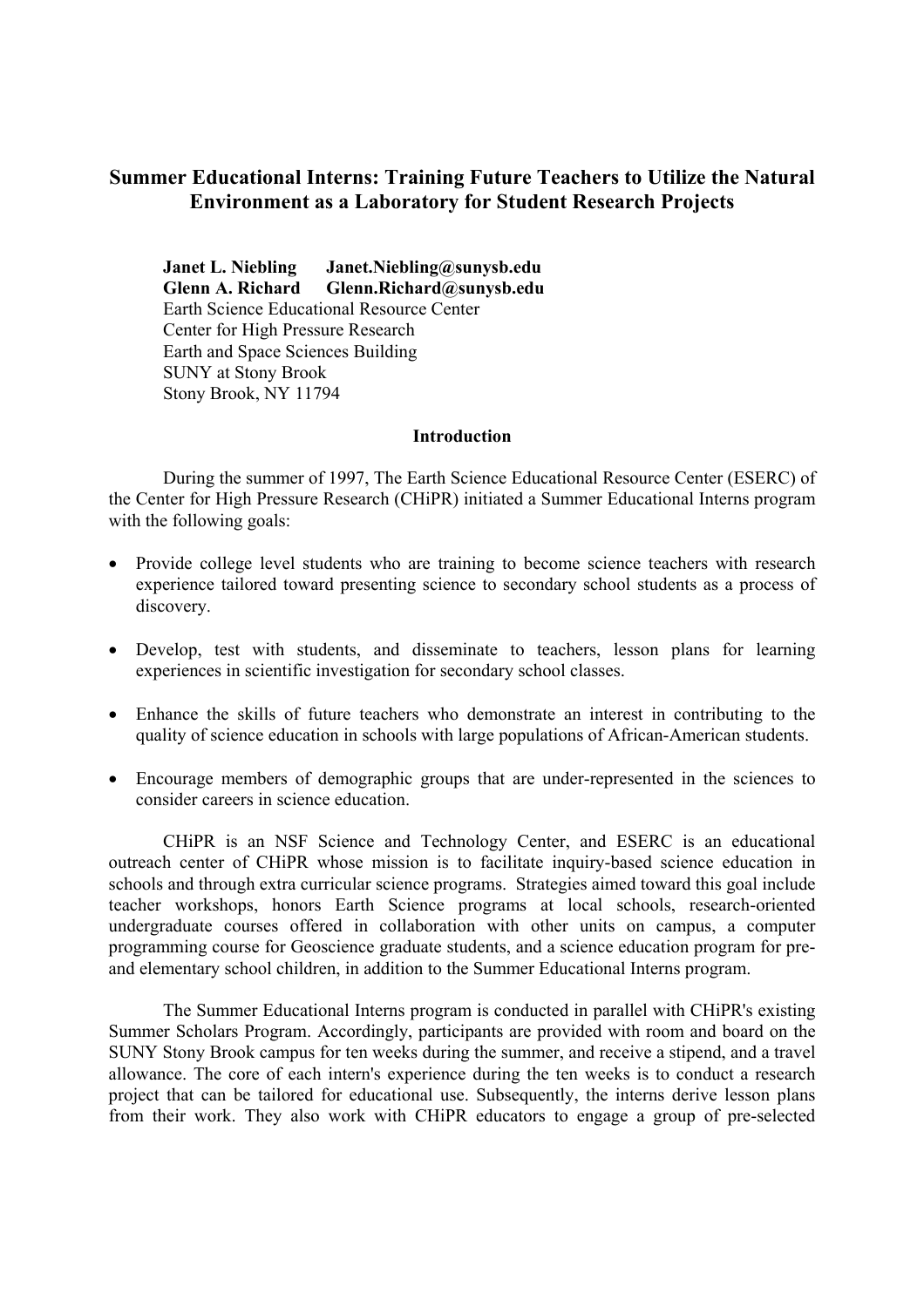# Summer Educational Interns: Training Future Teachers to Utilize the Natural Environment as a Laboratory for Student Research Projects

**Janet L. Niebling** **Janet.Niebling@sunysb.edu**
**Glenn A. Richard** **Glenn.Richard@sunysb.edu**
Earth Science Educational Resource Center
Center for High Pressure Research
Earth and Space Sciences Building
SUNY at Stony Brook
Stony Brook, NY 11794

## Introduction

During the summer of 1997, The Earth Science Educational Resource Center (ESERC) of the Center for High Pressure Research (CHiPR) initiated a Summer Educational Interns program with the following goals:

- Provide college level students who are training to become science teachers with research experience tailored toward presenting science to secondary school students as a process of discovery.
- Develop, test with students, and disseminate to teachers, lesson plans for learning experiences in scientific investigation for secondary school classes.
- Enhance the skills of future teachers who demonstrate an interest in contributing to the quality of science education in schools with large populations of African-American students.
- Encourage members of demographic groups that are under-represented in the sciences to consider careers in science education.

CHiPR is an NSF Science and Technology Center, and ESERC is an educational outreach center of CHiPR whose mission is to facilitate inquiry-based science education in schools and through extra curricular science programs. Strategies aimed toward this goal include teacher workshops, honors Earth Science programs at local schools, research-oriented undergraduate courses offered in collaboration with other units on campus, a computer programming course for Geoscience graduate students, and a science education program for pre- and elementary school children, in addition to the Summer Educational Interns program.

The Summer Educational Interns program is conducted in parallel with CHiPR's existing Summer Scholars Program. Accordingly, participants are provided with room and board on the SUNY Stony Brook campus for ten weeks during the summer, and receive a stipend, and a travel allowance. The core of each intern's experience during the ten weeks is to conduct a research project that can be tailored for educational use. Subsequently, the interns derive lesson plans from their work. They also work with CHiPR educators to engage a group of pre-selected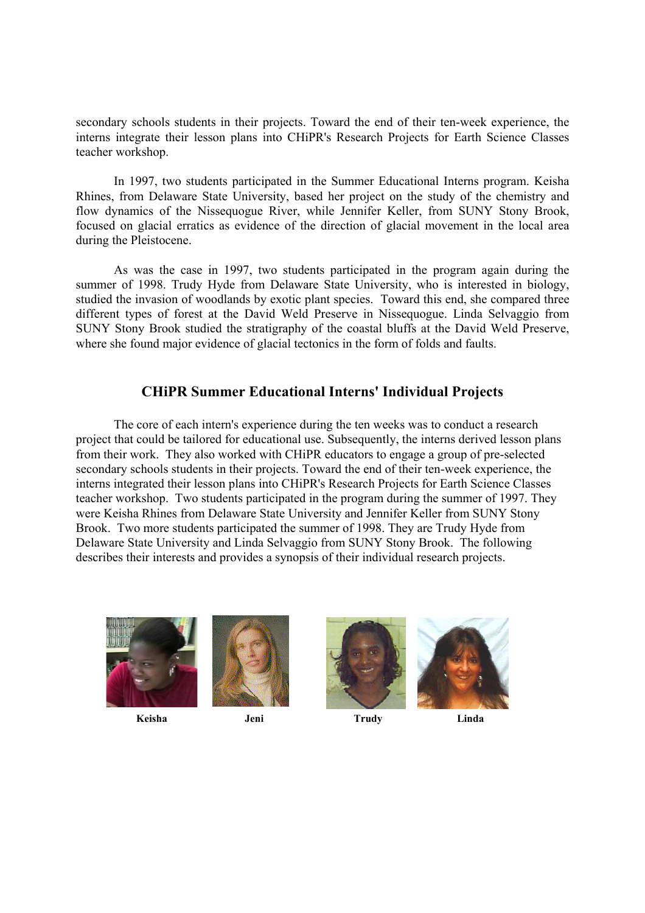secondary schools students in their projects. Toward the end of their ten-week experience, the interns integrate their lesson plans into CHiPR's Research Projects for Earth Science Classes teacher workshop.

In 1997, two students participated in the Summer Educational Interns program. Keisha Rhines, from Delaware State University, based her project on the study of the chemistry and flow dynamics of the Nissequogue River, while Jennifer Keller, from SUNY Stony Brook, focused on glacial erratics as evidence of the direction of glacial movement in the local area during the Pleistocene.

As was the case in 1997, two students participated in the program again during the summer of 1998. Trudy Hyde from Delaware State University, who is interested in biology, studied the invasion of woodlands by exotic plant species. Toward this end, she compared three different types of forest at the David Weld Preserve in Nissequogue. Linda Selvaggio from SUNY Stony Brook studied the stratigraphy of the coastal bluffs at the David Weld Preserve, where she found major evidence of glacial tectonics in the form of folds and faults.

## CHiPR Summer Educational Interns' Individual Projects

The core of each intern's experience during the ten weeks was to conduct a research project that could be tailored for educational use. Subsequently, the interns derived lesson plans from their work. They also worked with CHiPR educators to engage a group of pre-selected secondary schools students in their projects. Toward the end of their ten-week experience, the interns integrated their lesson plans into CHiPR's Research Projects for Earth Science Classes teacher workshop. Two students participated in the program during the summer of 1997. They were Keisha Rhines from Delaware State University and Jennifer Keller from SUNY Stony Brook. Two more students participated the summer of 1998. They are Trudy Hyde from Delaware State University and Linda Selvaggio from SUNY Stony Brook. The following describes their interests and provides a synopsis of their individual research projects.

**Keisha** **Jeni** **Trudy** **Linda**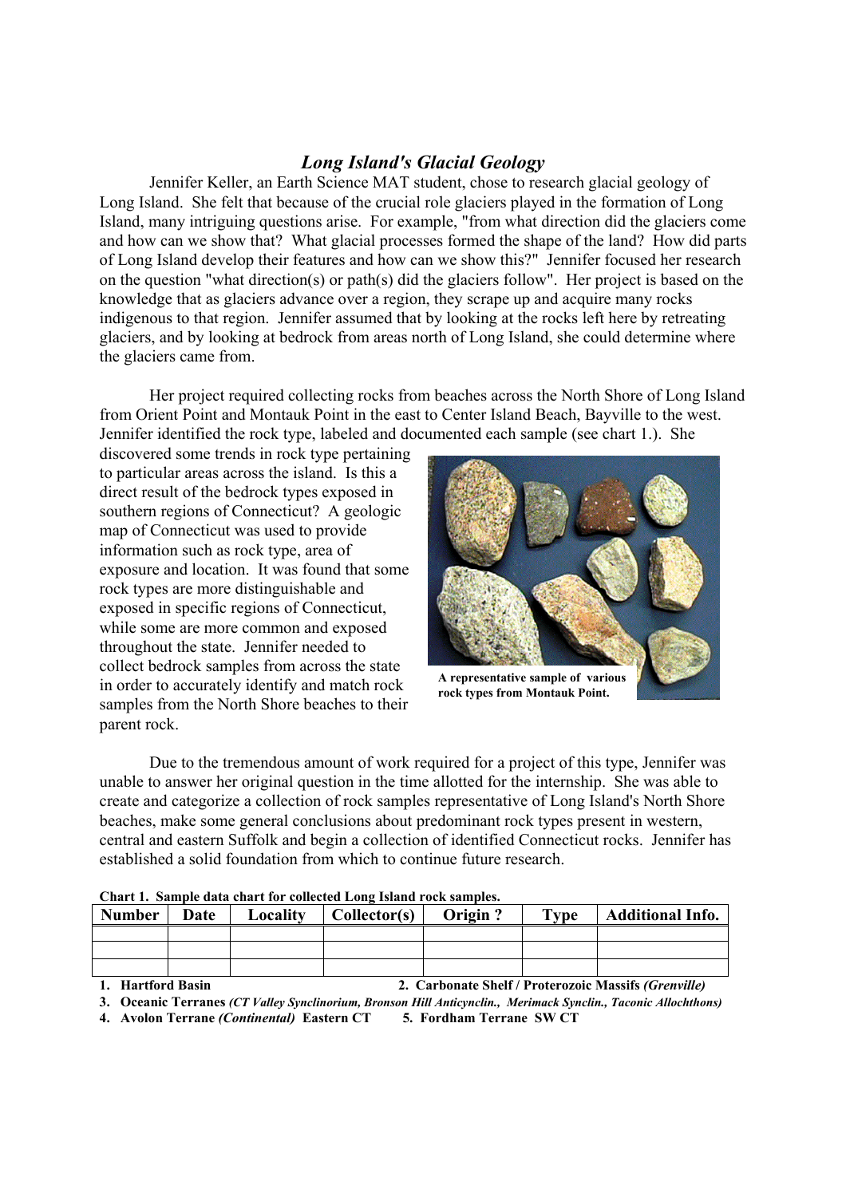## *Long Island's Glacial Geology*

Jennifer Keller, an Earth Science MAT student, chose to research glacial geology of Long Island. She felt that because of the crucial role glaciers played in the formation of Long Island, many intriguing questions arise. For example, "from what direction did the glaciers come and how can we show that? What glacial processes formed the shape of the land? How did parts of Long Island develop their features and how can we show this?" Jennifer focused her research on the question "what direction(s) or path(s) did the glaciers follow". Her project is based on the knowledge that as glaciers advance over a region, they scrape up and acquire many rocks indigenous to that region. Jennifer assumed that by looking at the rocks left here by retreating glaciers, and by looking at bedrock from areas north of Long Island, she could determine where the glaciers came from.

Her project required collecting rocks from beaches across the North Shore of Long Island from Orient Point and Montauk Point in the east to Center Island Beach, Bayville to the west. Jennifer identified the rock type, labeled and documented each sample (see chart 1.). She discovered some trends in rock type pertaining to particular areas across the island. Is this a direct result of the bedrock types exposed in southern regions of Connecticut? A geologic map of Connecticut was used to provide information such as rock type, area of exposure and location. It was found that some rock types are more distinguishable and exposed in specific regions of Connecticut, while some are more common and exposed throughout the state. Jennifer needed to collect bedrock samples from across the state in order to accurately identify and match rock samples from the North Shore beaches to their parent rock.

**A representative sample of various rock types from Montauk Point.**

Due to the tremendous amount of work required for a project of this type, Jennifer was unable to answer her original question in the time allotted for the internship. She was able to create and categorize a collection of rock samples representative of Long Island's North Shore beaches, make some general conclusions about predominant rock types present in western, central and eastern Suffolk and begin a collection of identified Connecticut rocks. Jennifer has established a solid foundation from which to continue future research.

**Chart 1. Sample data chart for collected Long Island rock samples.**

| Number | Date | Locality | Collector(s) | Origin ? | Type | Additional Info. |
|---|---|---|---|---|---|---|
| | | | | | | |
| | | | | | | |
| | | | | | | |

**1. Hartford Basin** **2. Carbonate Shelf / Proterozoic Massifs *(Grenville)***
**3. Oceanic Terranes *(CT Valley Synclinorium, Bronson Hill Anticynclin., Merimack Synclin., Taconic Allochthons)***
**4. Avalon Terrane *(Continental)* Eastern CT** **5. Fordham Terrane SW CT**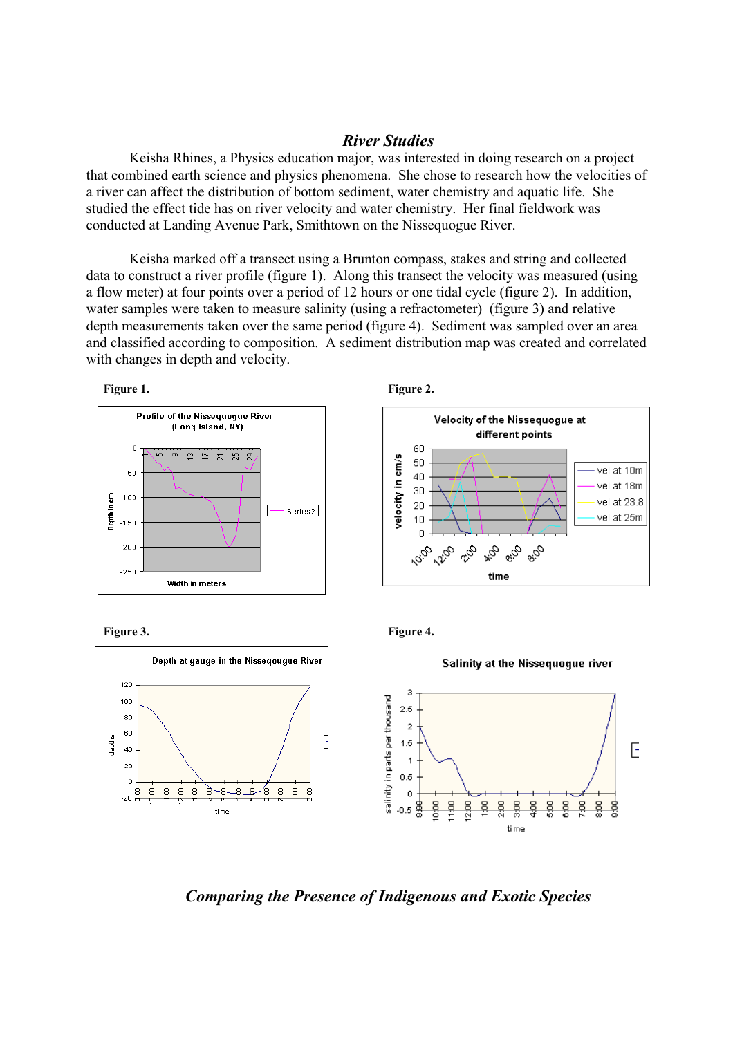## *River Studies*

Keisha Rhines, a Physics education major, was interested in doing research on a project that combined earth science and physics phenomena. She chose to research how the velocities of a river can affect the distribution of bottom sediment, water chemistry and aquatic life. She studied the effect tide has on river velocity and water chemistry. Her final fieldwork was conducted at Landing Avenue Park, Smithtown on the Nissequogue River.

Keisha marked off a transect using a Brunton compass, stakes and string and collected data to construct a river profile (figure 1). Along this transect the velocity was measured (using a flow meter) at four points over a period of 12 hours or one tidal cycle (figure 2). In addition, water samples were taken to measure salinity (using a refractometer) (figure 3) and relative depth measurements taken over the same period (figure 4). Sediment was sampled over an area and classified according to composition. A sediment distribution map was created and correlated with changes in depth and velocity.

**Figure 1.**

**Figure 2.**

**Figure 3.**

**Figure 4.**

## *Comparing the Presence of Indigenous and Exotic Species*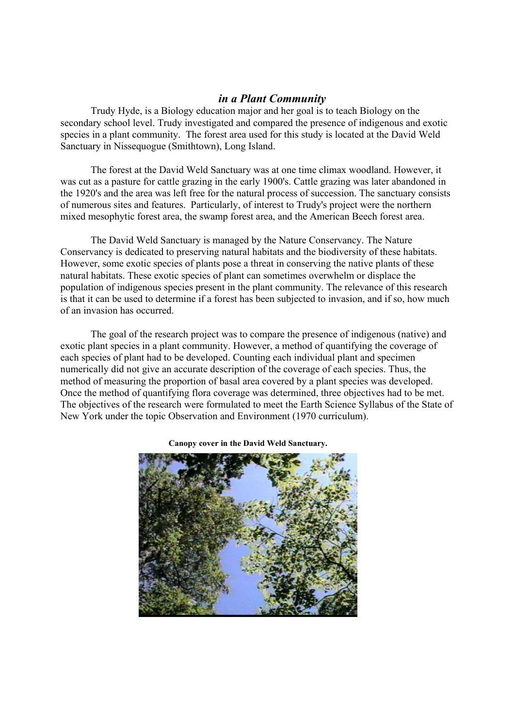### *in a Plant Community*

Trudy Hyde, is a Biology education major and her goal is to teach Biology on the secondary school level. Trudy investigated and compared the presence of indigenous and exotic species in a plant community. The forest area used for this study is located at the David Weld Sanctuary in Nissequogue (Smithtown), Long Island.

The forest at the David Weld Sanctuary was at one time climax woodland. However, it was cut as a pasture for cattle grazing in the early 1900's. Cattle grazing was later abandoned in the 1920's and the area was left free for the natural process of succession. The sanctuary consists of numerous sites and features. Particularly, of interest to Trudy's project were the northern mixed mesophytic forest area, the swamp forest area, and the American Beech forest area.

The David Weld Sanctuary is managed by the Nature Conservancy. The Nature Conservancy is dedicated to preserving natural habitats and the biodiversity of these habitats. However, some exotic species of plants pose a threat in conserving the native plants of these natural habitats. These exotic species of plant can sometimes overwhelm or displace the population of indigenous species present in the plant community. The relevance of this research is that it can be used to determine if a forest has been subjected to invasion, and if so, how much of an invasion has occurred.

The goal of the research project was to compare the presence of indigenous (native) and exotic plant species in a plant community. However, a method of quantifying the coverage of each species of plant had to be developed. Counting each individual plant and specimen numerically did not give an accurate description of the coverage of each species. Thus, the method of measuring the proportion of basal area covered by a plant species was developed. Once the method of quantifying flora coverage was determined, three objectives had to be met. The objectives of the research were formulated to meet the Earth Science Syllabus of the State of New York under the topic Observation and Environment (1970 curriculum).

**Canopy cover in the David Weld Sanctuary.**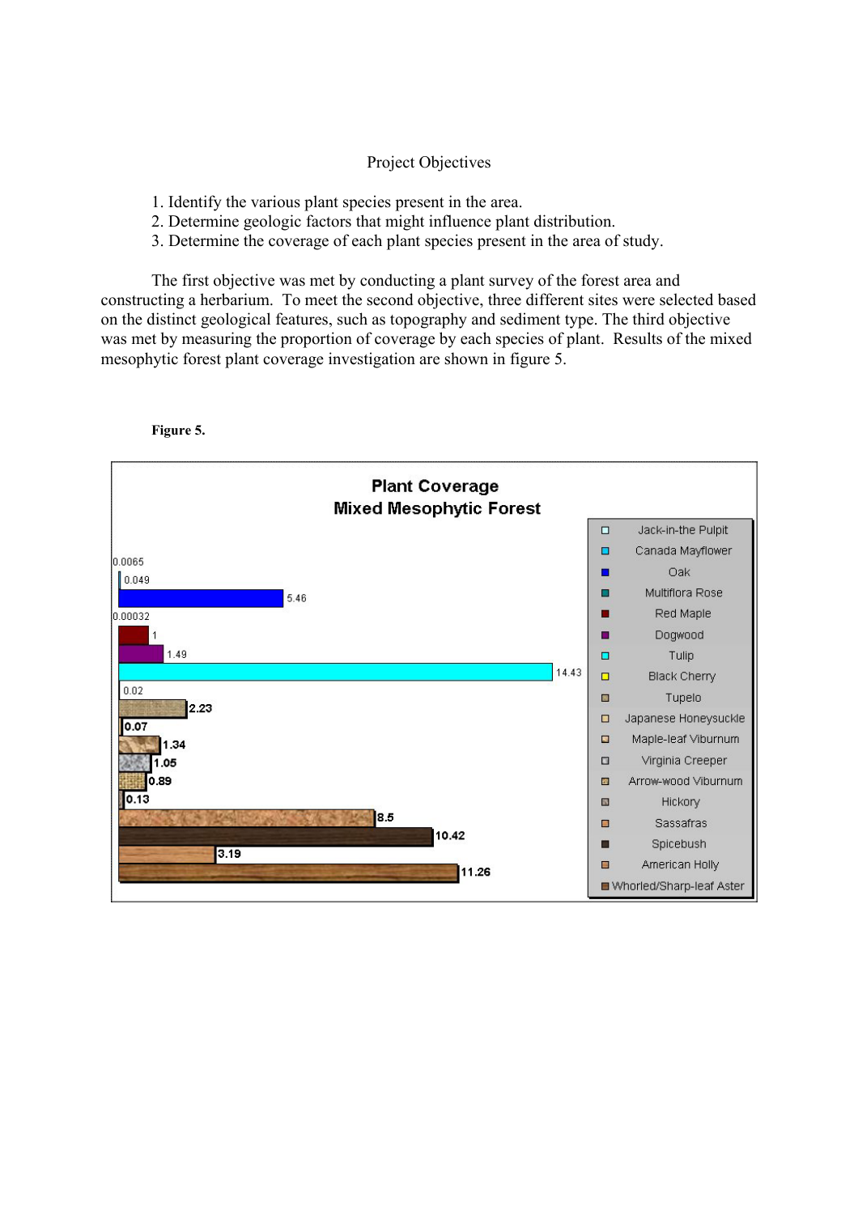Project Objectives

1. Identify the various plant species present in the area.
2. Determine geologic factors that might influence plant distribution.
3. Determine the coverage of each plant species present in the area of study.

The first objective was met by conducting a plant survey of the forest area and constructing a herbarium. To meet the second objective, three different sites were selected based on the distinct geological features, such as topography and sediment type. The third objective was met by measuring the proportion of coverage by each species of plant. Results of the mixed mesophytic forest plant coverage investigation are shown in figure 5.

**Figure 5.**

**Plant Coverage**
**Mixed Mesophytic Forest**

| Species | Coverage |
|---|---|
| Jack-in-the Pulpit | 0.0065 |
| Canada Mayflower | 0.049 |
| Oak | 5.46 |
| Multiflora Rose | 0.00032 |
| Red Maple | 1 |
| Dogwood | 1.49 |
| Tulip | 14.43 |
| Black Cherry | 0.02 |
| Tupelo | 2.23 |
| Japanese Honeysuckle | 0.07 |
| Maple-leaf Viburnum | 1.34 |
| Virginia Creeper | 1.05 |
| Arrow-wood Viburnum | 0.89 |
| Hickory | 0.13 |
| Sassafras | 8.5 |
| Spicebush | 10.42 |
| American Holly | 3.19 |
| Whorled/Sharp-leaf Aster | 11.26 |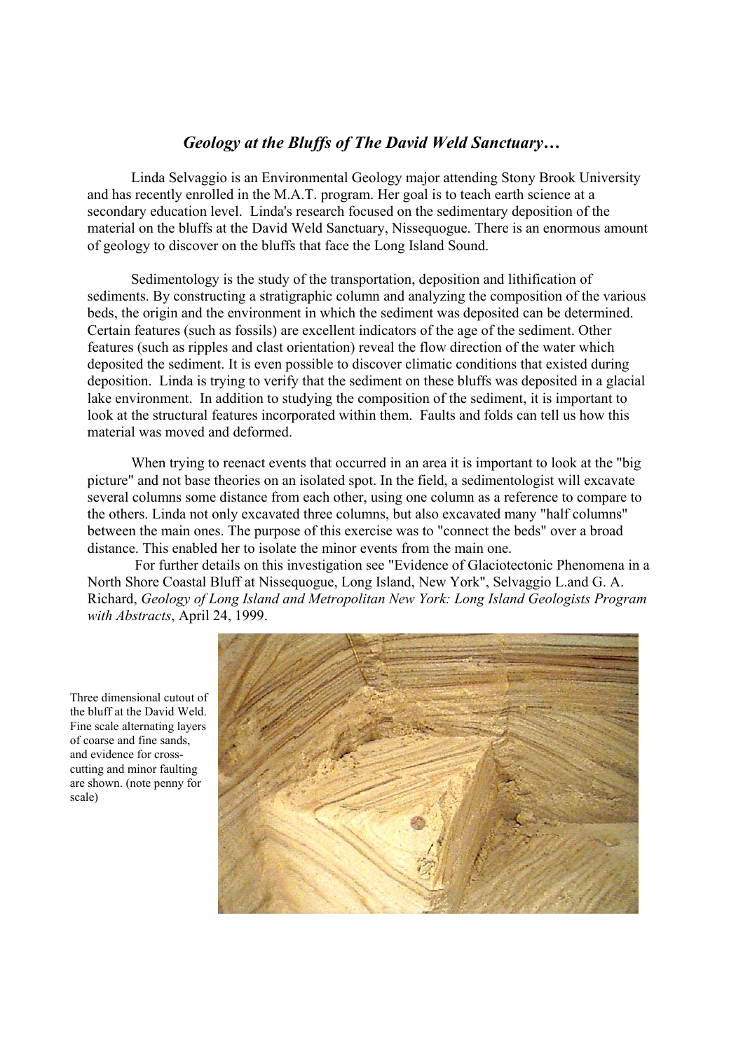## *Geology at the Bluffs of The David Weld Sanctuary…*

Linda Selvaggio is an Environmental Geology major attending Stony Brook University and has recently enrolled in the M.A.T. program. Her goal is to teach earth science at a secondary education level. Linda's research focused on the sedimentary deposition of the material on the bluffs at the David Weld Sanctuary, Nissequogue. There is an enormous amount of geology to discover on the bluffs that face the Long Island Sound.

Sedimentology is the study of the transportation, deposition and lithification of sediments. By constructing a stratigraphic column and analyzing the composition of the various beds, the origin and the environment in which the sediment was deposited can be determined. Certain features (such as fossils) are excellent indicators of the age of the sediment. Other features (such as ripples and clast orientation) reveal the flow direction of the water which deposited the sediment. It is even possible to discover climatic conditions that existed during deposition. Linda is trying to verify that the sediment on these bluffs was deposited in a glacial lake environment. In addition to studying the composition of the sediment, it is important to look at the structural features incorporated within them. Faults and folds can tell us how this material was moved and deformed.

When trying to reenact events that occurred in an area it is important to look at the "big picture" and not base theories on an isolated spot. In the field, a sedimentologist will excavate several columns some distance from each other, using one column as a reference to compare to the others. Linda not only excavated three columns, but also excavated many "half columns" between the main ones. The purpose of this exercise was to "connect the beds" over a broad distance. This enabled her to isolate the minor events from the main one.

For further details on this investigation see "Evidence of Glaciotectonic Phenomena in a North Shore Coastal Bluff at Nissequogue, Long Island, New York", Selvaggio L.and G. A. Richard, *Geology of Long Island and Metropolitan New York: Long Island Geologists Program with Abstracts*, April 24, 1999.

Three dimensional cutout of the bluff at the David Weld. Fine scale alternating layers of coarse and fine sands, and evidence for cross-cutting and minor faulting are shown. (note penny for scale)